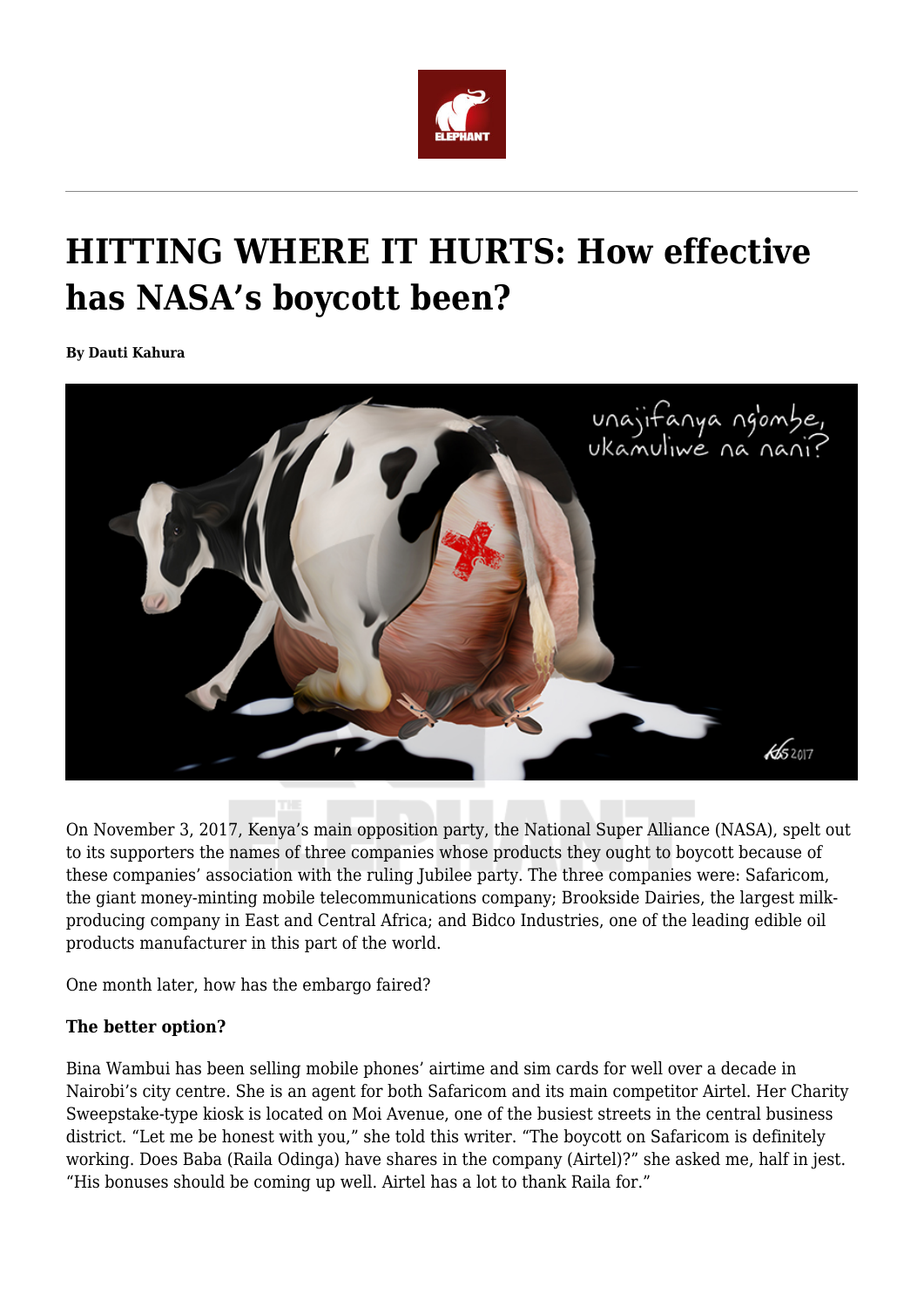# HITTING WHERE IT HURTS: How effective has NASA's boycott been?

**By Dauti Kahura**

On November 3, 2017, Kenya's main opposition party, the National Super Alliance (NASA), spelt out to its supporters the names of three companies whose products they ought to boycott because of these companies' association with the ruling Jubilee party. The three companies were: Safaricom, the giant money-minting mobile telecommunications company; Brookside Dairies, the largest milk-producing company in East and Central Africa; and Bidco Industries, one of the leading edible oil products manufacturer in this part of the world.

One month later, how has the embargo faired?

**The better option?**

Bina Wambui has been selling mobile phones' airtime and sim cards for well over a decade in Nairobi's city centre. She is an agent for both Safaricom and its main competitor Airtel. Her Charity Sweepstake-type kiosk is located on Moi Avenue, one of the busiest streets in the central business district. "Let me be honest with you," she told this writer. "The boycott on Safaricom is definitely working. Does Baba (Raila Odinga) have shares in the company (Airtel)?" she asked me, half in jest. "His bonuses should be coming up well. Airtel has a lot to thank Raila for."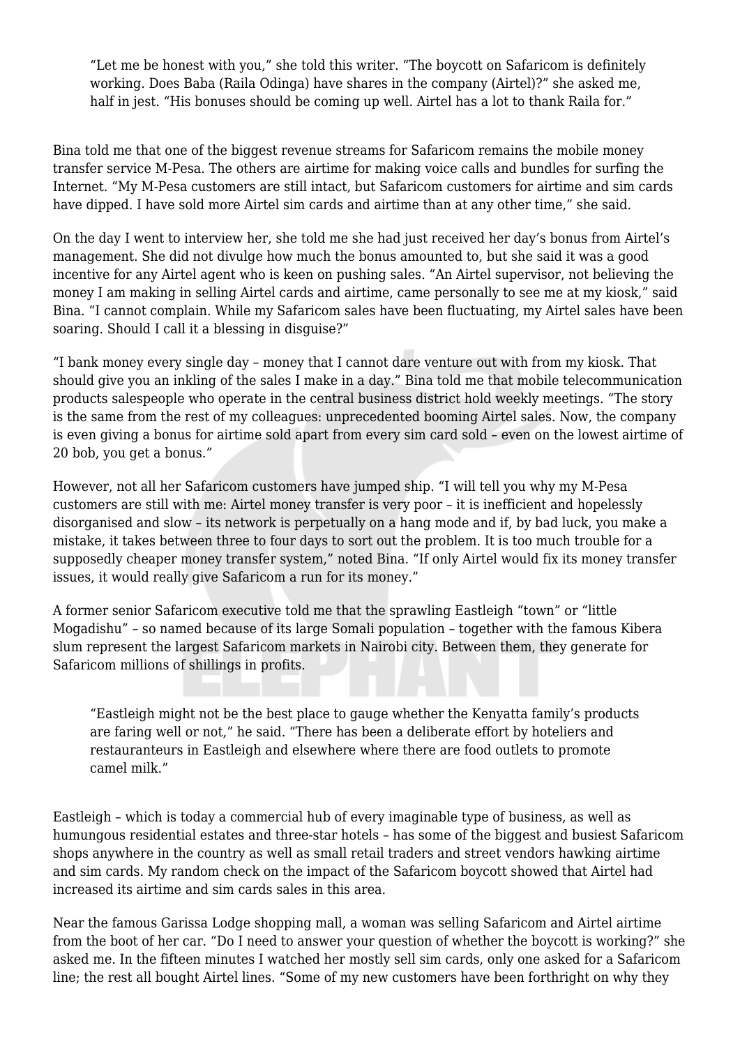> "Let me be honest with you," she told this writer. "The boycott on Safaricom is definitely working. Does Baba (Raila Odinga) have shares in the company (Airtel)?" she asked me, half in jest. "His bonuses should be coming up well. Airtel has a lot to thank Raila for."

Bina told me that one of the biggest revenue streams for Safaricom remains the mobile money transfer service M-Pesa. The others are airtime for making voice calls and bundles for surfing the Internet. "My M-Pesa customers are still intact, but Safaricom customers for airtime and sim cards have dipped. I have sold more Airtel sim cards and airtime than at any other time," she said.

On the day I went to interview her, she told me she had just received her day's bonus from Airtel's management. She did not divulge how much the bonus amounted to, but she said it was a good incentive for any Airtel agent who is keen on pushing sales. "An Airtel supervisor, not believing the money I am making in selling Airtel cards and airtime, came personally to see me at my kiosk," said Bina. "I cannot complain. While my Safaricom sales have been fluctuating, my Airtel sales have been soaring. Should I call it a blessing in disguise?"

"I bank money every single day – money that I cannot dare venture out with from my kiosk. That should give you an inkling of the sales I make in a day." Bina told me that mobile telecommunication products salespeople who operate in the central business district hold weekly meetings. "The story is the same from the rest of my colleagues: unprecedented booming Airtel sales. Now, the company is even giving a bonus for airtime sold apart from every sim card sold – even on the lowest airtime of 20 bob, you get a bonus."

However, not all her Safaricom customers have jumped ship. "I will tell you why my M-Pesa customers are still with me: Airtel money transfer is very poor – it is inefficient and hopelessly disorganised and slow – its network is perpetually on a hang mode and if, by bad luck, you make a mistake, it takes between three to four days to sort out the problem. It is too much trouble for a supposedly cheaper money transfer system," noted Bina. "If only Airtel would fix its money transfer issues, it would really give Safaricom a run for its money."

A former senior Safaricom executive told me that the sprawling Eastleigh "town" or "little Mogadishu" – so named because of its large Somali population – together with the famous Kibera slum represent the largest Safaricom markets in Nairobi city. Between them, they generate for Safaricom millions of shillings in profits.

> "Eastleigh might not be the best place to gauge whether the Kenyatta family's products are faring well or not," he said. "There has been a deliberate effort by hoteliers and restauranteurs in Eastleigh and elsewhere where there are food outlets to promote camel milk."

Eastleigh – which is today a commercial hub of every imaginable type of business, as well as humungous residential estates and three-star hotels – has some of the biggest and busiest Safaricom shops anywhere in the country as well as small retail traders and street vendors hawking airtime and sim cards. My random check on the impact of the Safaricom boycott showed that Airtel had increased its airtime and sim cards sales in this area.

Near the famous Garissa Lodge shopping mall, a woman was selling Safaricom and Airtel airtime from the boot of her car. "Do I need to answer your question of whether the boycott is working?" she asked me. In the fifteen minutes I watched her mostly sell sim cards, only one asked for a Safaricom line; the rest all bought Airtel lines. "Some of my new customers have been forthright on why they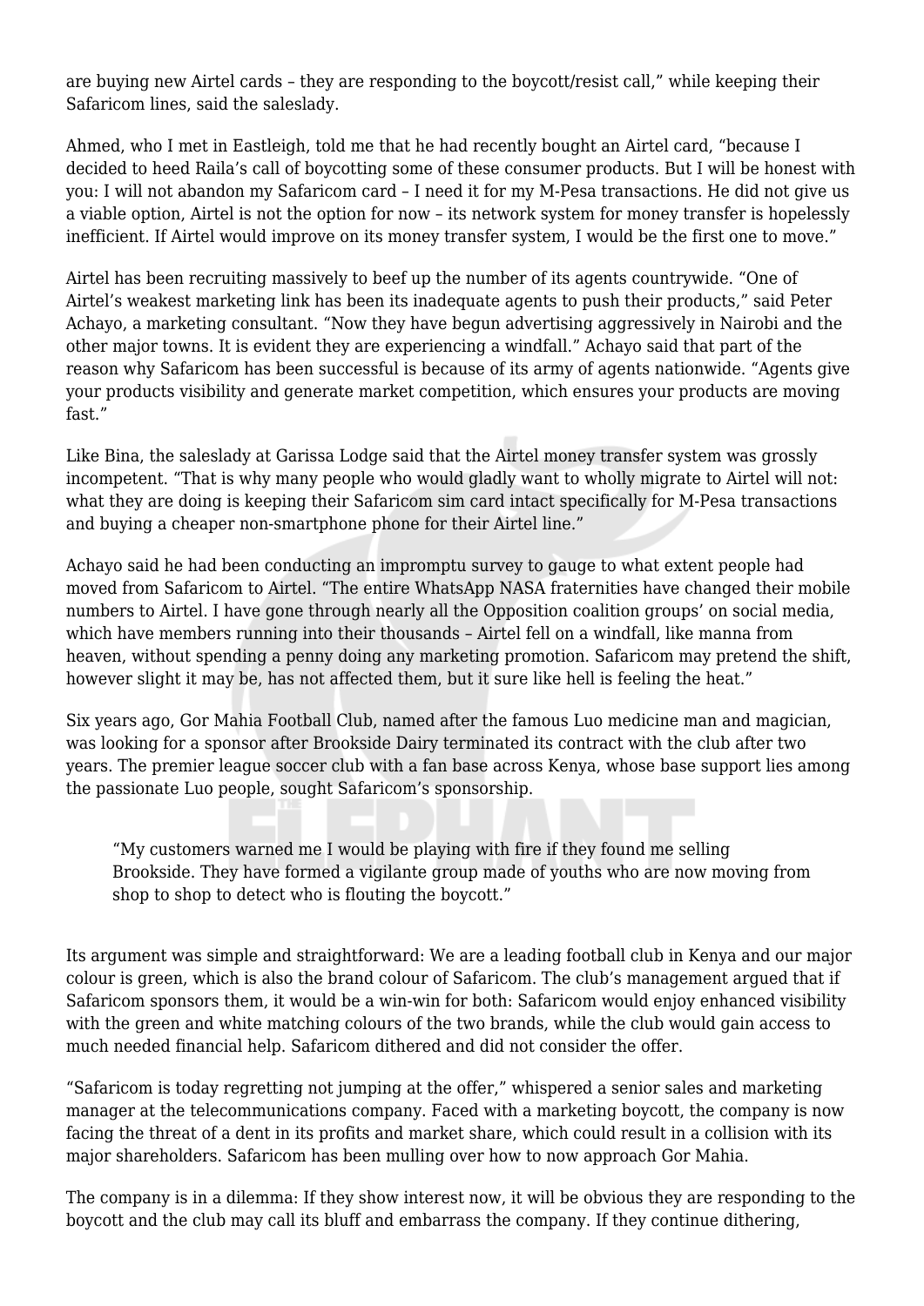are buying new Airtel cards – they are responding to the boycott/resist call," while keeping their Safaricom lines, said the saleslady.

Ahmed, who I met in Eastleigh, told me that he had recently bought an Airtel card, "because I decided to heed Raila's call of boycotting some of these consumer products. But I will be honest with you: I will not abandon my Safaricom card – I need it for my M-Pesa transactions. He did not give us a viable option, Airtel is not the option for now – its network system for money transfer is hopelessly inefficient. If Airtel would improve on its money transfer system, I would be the first one to move."

Airtel has been recruiting massively to beef up the number of its agents countrywide. "One of Airtel's weakest marketing link has been its inadequate agents to push their products," said Peter Achayo, a marketing consultant. "Now they have begun advertising aggressively in Nairobi and the other major towns. It is evident they are experiencing a windfall." Achayo said that part of the reason why Safaricom has been successful is because of its army of agents nationwide. "Agents give your products visibility and generate market competition, which ensures your products are moving fast."

Like Bina, the saleslady at Garissa Lodge said that the Airtel money transfer system was grossly incompetent. "That is why many people who would gladly want to wholly migrate to Airtel will not: what they are doing is keeping their Safaricom sim card intact specifically for M-Pesa transactions and buying a cheaper non-smartphone phone for their Airtel line."

Achayo said he had been conducting an impromptu survey to gauge to what extent people had moved from Safaricom to Airtel. "The entire WhatsApp NASA fraternities have changed their mobile numbers to Airtel. I have gone through nearly all the Opposition coalition groups' on social media, which have members running into their thousands – Airtel fell on a windfall, like manna from heaven, without spending a penny doing any marketing promotion. Safaricom may pretend the shift, however slight it may be, has not affected them, but it sure like hell is feeling the heat."

Six years ago, Gor Mahia Football Club, named after the famous Luo medicine man and magician, was looking for a sponsor after Brookside Dairy terminated its contract with the club after two years. The premier league soccer club with a fan base across Kenya, whose base support lies among the passionate Luo people, sought Safaricom's sponsorship.

> "My customers warned me I would be playing with fire if they found me selling Brookside. They have formed a vigilante group made of youths who are now moving from shop to shop to detect who is flouting the boycott."

Its argument was simple and straightforward: We are a leading football club in Kenya and our major colour is green, which is also the brand colour of Safaricom. The club's management argued that if Safaricom sponsors them, it would be a win-win for both: Safaricom would enjoy enhanced visibility with the green and white matching colours of the two brands, while the club would gain access to much needed financial help. Safaricom dithered and did not consider the offer.

"Safaricom is today regretting not jumping at the offer," whispered a senior sales and marketing manager at the telecommunications company. Faced with a marketing boycott, the company is now facing the threat of a dent in its profits and market share, which could result in a collision with its major shareholders. Safaricom has been mulling over how to now approach Gor Mahia.

The company is in a dilemma: If they show interest now, it will be obvious they are responding to the boycott and the club may call its bluff and embarrass the company. If they continue dithering,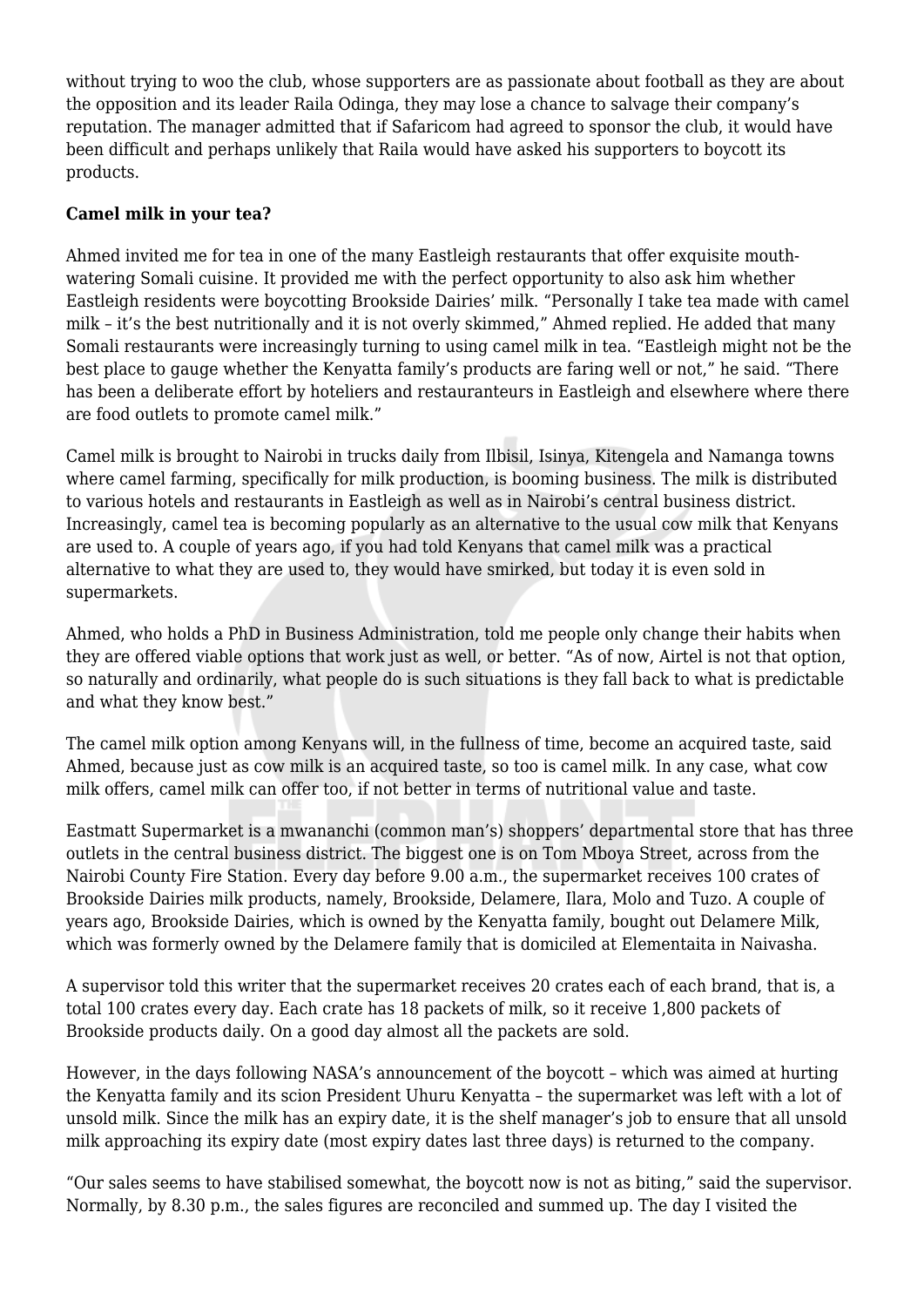without trying to woo the club, whose supporters are as passionate about football as they are about the opposition and its leader Raila Odinga, they may lose a chance to salvage their company's reputation. The manager admitted that if Safaricom had agreed to sponsor the club, it would have been difficult and perhaps unlikely that Raila would have asked his supporters to boycott its products.

**Camel milk in your tea?**

Ahmed invited me for tea in one of the many Eastleigh restaurants that offer exquisite mouth-watering Somali cuisine. It provided me with the perfect opportunity to also ask him whether Eastleigh residents were boycotting Brookside Dairies' milk. "Personally I take tea made with camel milk – it's the best nutritionally and it is not overly skimmed," Ahmed replied. He added that many Somali restaurants were increasingly turning to using camel milk in tea. "Eastleigh might not be the best place to gauge whether the Kenyatta family's products are faring well or not," he said. "There has been a deliberate effort by hoteliers and restauranteurs in Eastleigh and elsewhere where there are food outlets to promote camel milk."

Camel milk is brought to Nairobi in trucks daily from Ilbisil, Isinya, Kitengela and Namanga towns where camel farming, specifically for milk production, is booming business. The milk is distributed to various hotels and restaurants in Eastleigh as well as in Nairobi's central business district. Increasingly, camel tea is becoming popularly as an alternative to the usual cow milk that Kenyans are used to. A couple of years ago, if you had told Kenyans that camel milk was a practical alternative to what they are used to, they would have smirked, but today it is even sold in supermarkets.

Ahmed, who holds a PhD in Business Administration, told me people only change their habits when they are offered viable options that work just as well, or better. "As of now, Airtel is not that option, so naturally and ordinarily, what people do is such situations is they fall back to what is predictable and what they know best."

The camel milk option among Kenyans will, in the fullness of time, become an acquired taste, said Ahmed, because just as cow milk is an acquired taste, so too is camel milk. In any case, what cow milk offers, camel milk can offer too, if not better in terms of nutritional value and taste.

Eastmatt Supermarket is a mwananchi (common man's) shoppers' departmental store that has three outlets in the central business district. The biggest one is on Tom Mboya Street, across from the Nairobi County Fire Station. Every day before 9.00 a.m., the supermarket receives 100 crates of Brookside Dairies milk products, namely, Brookside, Delamere, Ilara, Molo and Tuzo. A couple of years ago, Brookside Dairies, which is owned by the Kenyatta family, bought out Delamere Milk, which was formerly owned by the Delamere family that is domiciled at Elementaita in Naivasha.

A supervisor told this writer that the supermarket receives 20 crates each of each brand, that is, a total 100 crates every day. Each crate has 18 packets of milk, so it receive 1,800 packets of Brookside products daily. On a good day almost all the packets are sold.

However, in the days following NASA's announcement of the boycott – which was aimed at hurting the Kenyatta family and its scion President Uhuru Kenyatta – the supermarket was left with a lot of unsold milk. Since the milk has an expiry date, it is the shelf manager's job to ensure that all unsold milk approaching its expiry date (most expiry dates last three days) is returned to the company.

"Our sales seems to have stabilised somewhat, the boycott now is not as biting," said the supervisor. Normally, by 8.30 p.m., the sales figures are reconciled and summed up. The day I visited the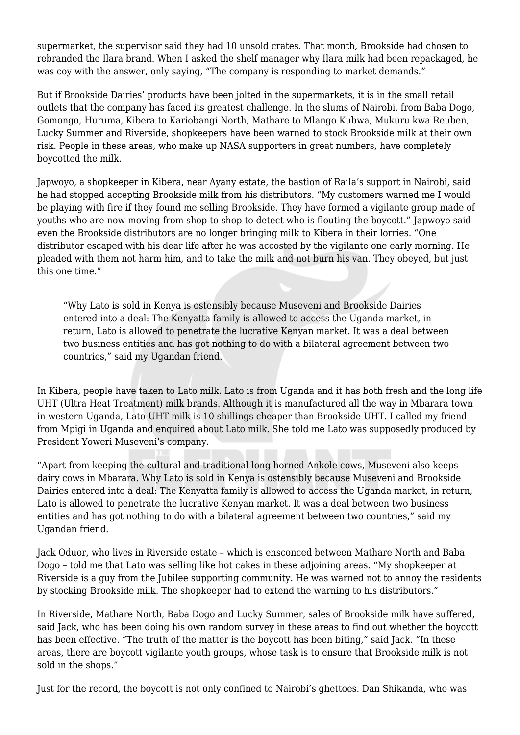supermarket, the supervisor said they had 10 unsold crates. That month, Brookside had chosen to rebranded the Ilara brand. When I asked the shelf manager why Ilara milk had been repackaged, he was coy with the answer, only saying, "The company is responding to market demands."

But if Brookside Dairies' products have been jolted in the supermarkets, it is in the small retail outlets that the company has faced its greatest challenge. In the slums of Nairobi, from Baba Dogo, Gomongo, Huruma, Kibera to Kariobangi North, Mathare to Mlango Kubwa, Mukuru kwa Reuben, Lucky Summer and Riverside, shopkeepers have been warned to stock Brookside milk at their own risk. People in these areas, who make up NASA supporters in great numbers, have completely boycotted the milk.

Japwoyo, a shopkeeper in Kibera, near Ayany estate, the bastion of Raila's support in Nairobi, said he had stopped accepting Brookside milk from his distributors. "My customers warned me I would be playing with fire if they found me selling Brookside. They have formed a vigilante group made of youths who are now moving from shop to shop to detect who is flouting the boycott." Japwoyo said even the Brookside distributors are no longer bringing milk to Kibera in their lorries. "One distributor escaped with his dear life after he was accosted by the vigilante one early morning. He pleaded with them not harm him, and to take the milk and not burn his van. They obeyed, but just this one time."

> "Why Lato is sold in Kenya is ostensibly because Museveni and Brookside Dairies entered into a deal: The Kenyatta family is allowed to access the Uganda market, in return, Lato is allowed to penetrate the lucrative Kenyan market. It was a deal between two business entities and has got nothing to do with a bilateral agreement between two countries," said my Ugandan friend.

In Kibera, people have taken to Lato milk. Lato is from Uganda and it has both fresh and the long life UHT (Ultra Heat Treatment) milk brands. Although it is manufactured all the way in Mbarara town in western Uganda, Lato UHT milk is 10 shillings cheaper than Brookside UHT. I called my friend from Mpigi in Uganda and enquired about Lato milk. She told me Lato was supposedly produced by President Yoweri Museveni's company.

"Apart from keeping the cultural and traditional long horned Ankole cows, Museveni also keeps dairy cows in Mbarara. Why Lato is sold in Kenya is ostensibly because Museveni and Brookside Dairies entered into a deal: The Kenyatta family is allowed to access the Uganda market, in return, Lato is allowed to penetrate the lucrative Kenyan market. It was a deal between two business entities and has got nothing to do with a bilateral agreement between two countries," said my Ugandan friend.

Jack Oduor, who lives in Riverside estate – which is ensconced between Mathare North and Baba Dogo – told me that Lato was selling like hot cakes in these adjoining areas. "My shopkeeper at Riverside is a guy from the Jubilee supporting community. He was warned not to annoy the residents by stocking Brookside milk. The shopkeeper had to extend the warning to his distributors."

In Riverside, Mathare North, Baba Dogo and Lucky Summer, sales of Brookside milk have suffered, said Jack, who has been doing his own random survey in these areas to find out whether the boycott has been effective. "The truth of the matter is the boycott has been biting," said Jack. "In these areas, there are boycott vigilante youth groups, whose task is to ensure that Brookside milk is not sold in the shops."

Just for the record, the boycott is not only confined to Nairobi's ghettoes. Dan Shikanda, who was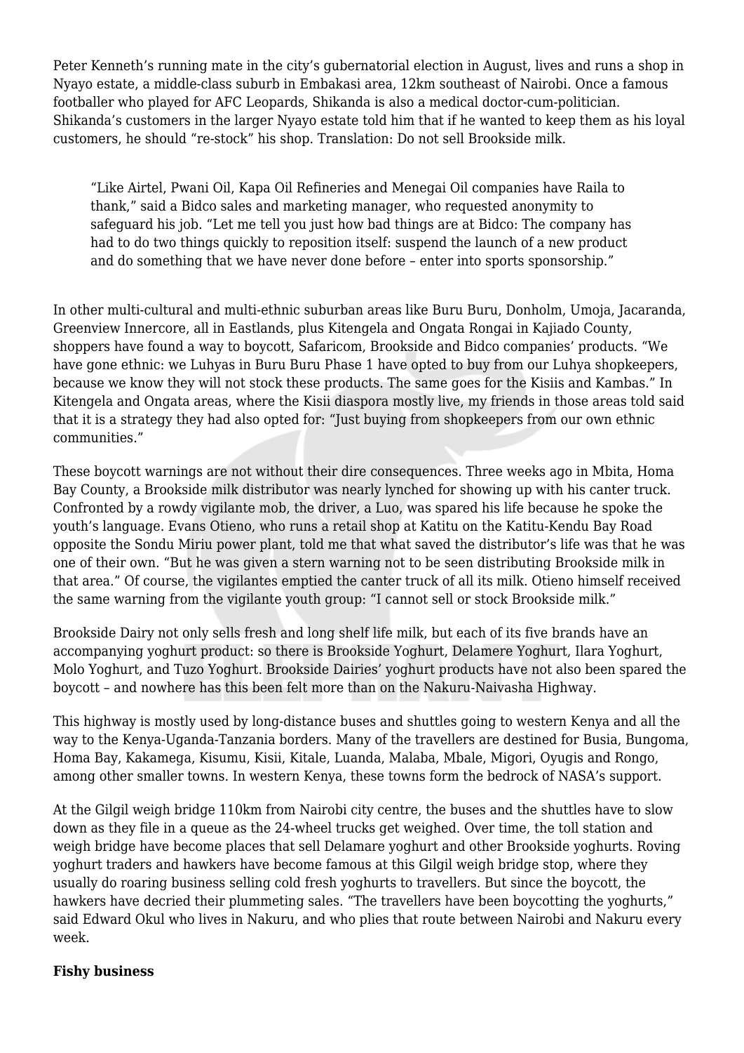Peter Kenneth's running mate in the city's gubernatorial election in August, lives and runs a shop in Nyayo estate, a middle-class suburb in Embakasi area, 12km southeast of Nairobi. Once a famous footballer who played for AFC Leopards, Shikanda is also a medical doctor-cum-politician. Shikanda's customers in the larger Nyayo estate told him that if he wanted to keep them as his loyal customers, he should "re-stock" his shop. Translation: Do not sell Brookside milk.

> "Like Airtel, Pwani Oil, Kapa Oil Refineries and Menegai Oil companies have Raila to thank," said a Bidco sales and marketing manager, who requested anonymity to safeguard his job. "Let me tell you just how bad things are at Bidco: The company has had to do two things quickly to reposition itself: suspend the launch of a new product and do something that we have never done before – enter into sports sponsorship."

In other multi-cultural and multi-ethnic suburban areas like Buru Buru, Donholm, Umoja, Jacaranda, Greenview Innercore, all in Eastlands, plus Kitengela and Ongata Rongai in Kajiado County, shoppers have found a way to boycott, Safaricom, Brookside and Bidco companies' products. "We have gone ethnic: we Luhyas in Buru Buru Phase 1 have opted to buy from our Luhya shopkeepers, because we know they will not stock these products. The same goes for the Kisiis and Kambas." In Kitengela and Ongata areas, where the Kisii diaspora mostly live, my friends in those areas told said that it is a strategy they had also opted for: "Just buying from shopkeepers from our own ethnic communities."

These boycott warnings are not without their dire consequences. Three weeks ago in Mbita, Homa Bay County, a Brookside milk distributor was nearly lynched for showing up with his canter truck. Confronted by a rowdy vigilante mob, the driver, a Luo, was spared his life because he spoke the youth's language. Evans Otieno, who runs a retail shop at Katitu on the Katitu-Kendu Bay Road opposite the Sondu Miriu power plant, told me that what saved the distributor's life was that he was one of their own. "But he was given a stern warning not to be seen distributing Brookside milk in that area." Of course, the vigilantes emptied the canter truck of all its milk. Otieno himself received the same warning from the vigilante youth group: "I cannot sell or stock Brookside milk."

Brookside Dairy not only sells fresh and long shelf life milk, but each of its five brands have an accompanying yoghurt product: so there is Brookside Yoghurt, Delamere Yoghurt, Ilara Yoghurt, Molo Yoghurt, and Tuzo Yoghurt. Brookside Dairies' yoghurt products have not also been spared the boycott – and nowhere has this been felt more than on the Nakuru-Naivasha Highway.

This highway is mostly used by long-distance buses and shuttles going to western Kenya and all the way to the Kenya-Uganda-Tanzania borders. Many of the travellers are destined for Busia, Bungoma, Homa Bay, Kakamega, Kisumu, Kisii, Kitale, Luanda, Malaba, Mbale, Migori, Oyugis and Rongo, among other smaller towns. In western Kenya, these towns form the bedrock of NASA's support.

At the Gilgil weigh bridge 110km from Nairobi city centre, the buses and the shuttles have to slow down as they file in a queue as the 24-wheel trucks get weighed. Over time, the toll station and weigh bridge have become places that sell Delamare yoghurt and other Brookside yoghurts. Roving yoghurt traders and hawkers have become famous at this Gilgil weigh bridge stop, where they usually do roaring business selling cold fresh yoghurts to travellers. But since the boycott, the hawkers have decried their plummeting sales. "The travellers have been boycotting the yoghurts," said Edward Okul who lives in Nakuru, and who plies that route between Nairobi and Nakuru every week.

**Fishy business**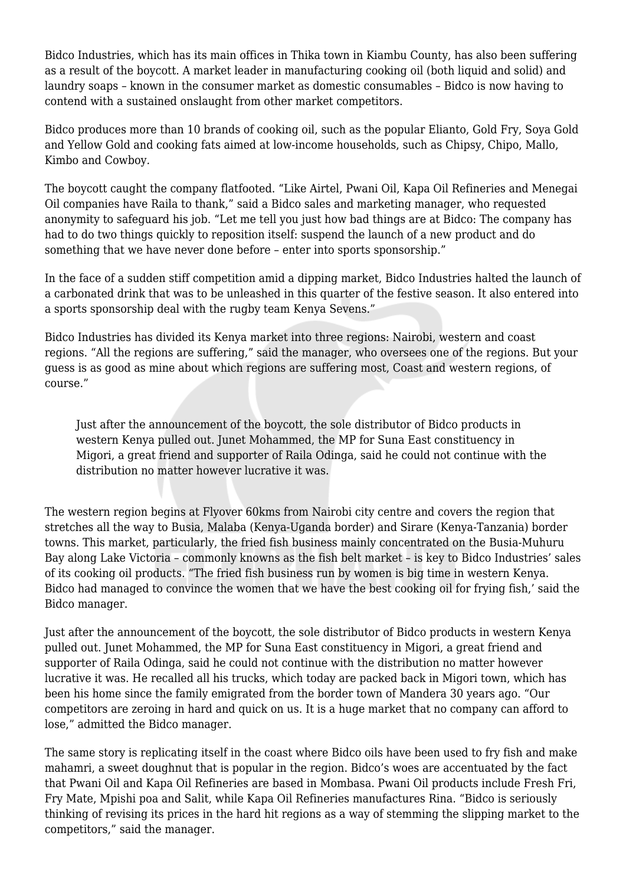Bidco Industries, which has its main offices in Thika town in Kiambu County, has also been suffering as a result of the boycott. A market leader in manufacturing cooking oil (both liquid and solid) and laundry soaps – known in the consumer market as domestic consumables – Bidco is now having to contend with a sustained onslaught from other market competitors.

Bidco produces more than 10 brands of cooking oil, such as the popular Elianto, Gold Fry, Soya Gold and Yellow Gold and cooking fats aimed at low-income households, such as Chipsy, Chipo, Mallo, Kimbo and Cowboy.

The boycott caught the company flatfooted. "Like Airtel, Pwani Oil, Kapa Oil Refineries and Menegai Oil companies have Raila to thank," said a Bidco sales and marketing manager, who requested anonymity to safeguard his job. "Let me tell you just how bad things are at Bidco: The company has had to do two things quickly to reposition itself: suspend the launch of a new product and do something that we have never done before – enter into sports sponsorship."

In the face of a sudden stiff competition amid a dipping market, Bidco Industries halted the launch of a carbonated drink that was to be unleashed in this quarter of the festive season. It also entered into a sports sponsorship deal with the rugby team Kenya Sevens."

Bidco Industries has divided its Kenya market into three regions: Nairobi, western and coast regions. "All the regions are suffering," said the manager, who oversees one of the regions. But your guess is as good as mine about which regions are suffering most, Coast and western regions, of course."

> Just after the announcement of the boycott, the sole distributor of Bidco products in western Kenya pulled out. Junet Mohammed, the MP for Suna East constituency in Migori, a great friend and supporter of Raila Odinga, said he could not continue with the distribution no matter however lucrative it was.

The western region begins at Flyover 60kms from Nairobi city centre and covers the region that stretches all the way to Busia, Malaba (Kenya-Uganda border) and Sirare (Kenya-Tanzania) border towns. This market, particularly, the fried fish business mainly concentrated on the Busia-Muhuru Bay along Lake Victoria – commonly knowns as the fish belt market – is key to Bidco Industries' sales of its cooking oil products. "The fried fish business run by women is big time in western Kenya. Bidco had managed to convince the women that we have the best cooking oil for frying fish,' said the Bidco manager.

Just after the announcement of the boycott, the sole distributor of Bidco products in western Kenya pulled out. Junet Mohammed, the MP for Suna East constituency in Migori, a great friend and supporter of Raila Odinga, said he could not continue with the distribution no matter however lucrative it was. He recalled all his trucks, which today are packed back in Migori town, which has been his home since the family emigrated from the border town of Mandera 30 years ago. "Our competitors are zeroing in hard and quick on us. It is a huge market that no company can afford to lose," admitted the Bidco manager.

The same story is replicating itself in the coast where Bidco oils have been used to fry fish and make mahamri, a sweet doughnut that is popular in the region. Bidco's woes are accentuated by the fact that Pwani Oil and Kapa Oil Refineries are based in Mombasa. Pwani Oil products include Fresh Fri, Fry Mate, Mpishi poa and Salit, while Kapa Oil Refineries manufactures Rina. "Bidco is seriously thinking of revising its prices in the hard hit regions as a way of stemming the slipping market to the competitors," said the manager.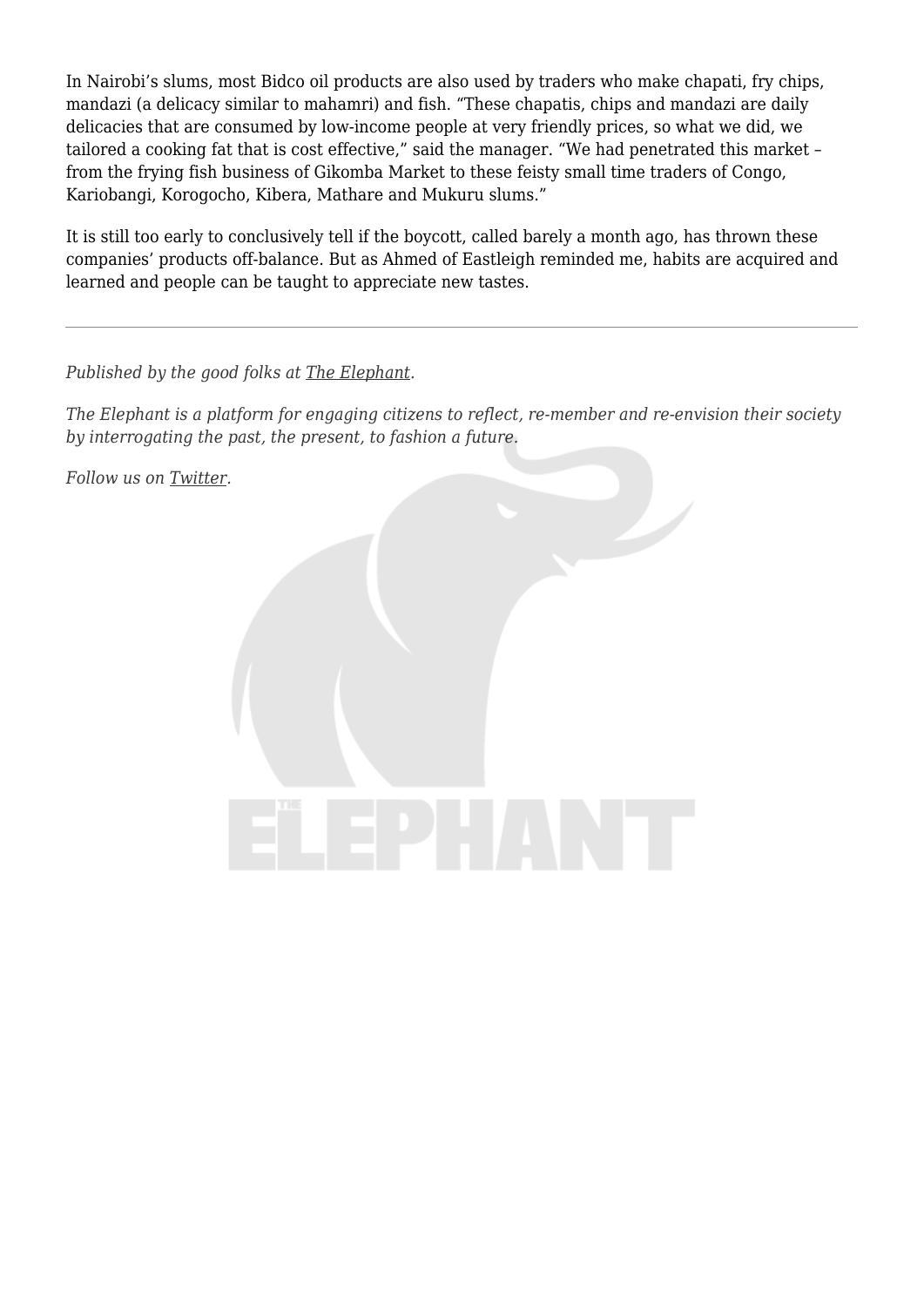In Nairobi's slums, most Bidco oil products are also used by traders who make chapati, fry chips, mandazi (a delicacy similar to mahamri) and fish. "These chapatis, chips and mandazi are daily delicacies that are consumed by low-income people at very friendly prices, so what we did, we tailored a cooking fat that is cost effective," said the manager. "We had penetrated this market – from the frying fish business of Gikomba Market to these feisty small time traders of Congo, Kariobangi, Korogocho, Kibera, Mathare and Mukuru slums."

It is still too early to conclusively tell if the boycott, called barely a month ago, has thrown these companies' products off-balance. But as Ahmed of Eastleigh reminded me, habits are acquired and learned and people can be taught to appreciate new tastes.

---

*Published by the good folks at The Elephant.*

*The Elephant is a platform for engaging citizens to reflect, re-member and re-envision their society by interrogating the past, the present, to fashion a future.*

*Follow us on Twitter.*